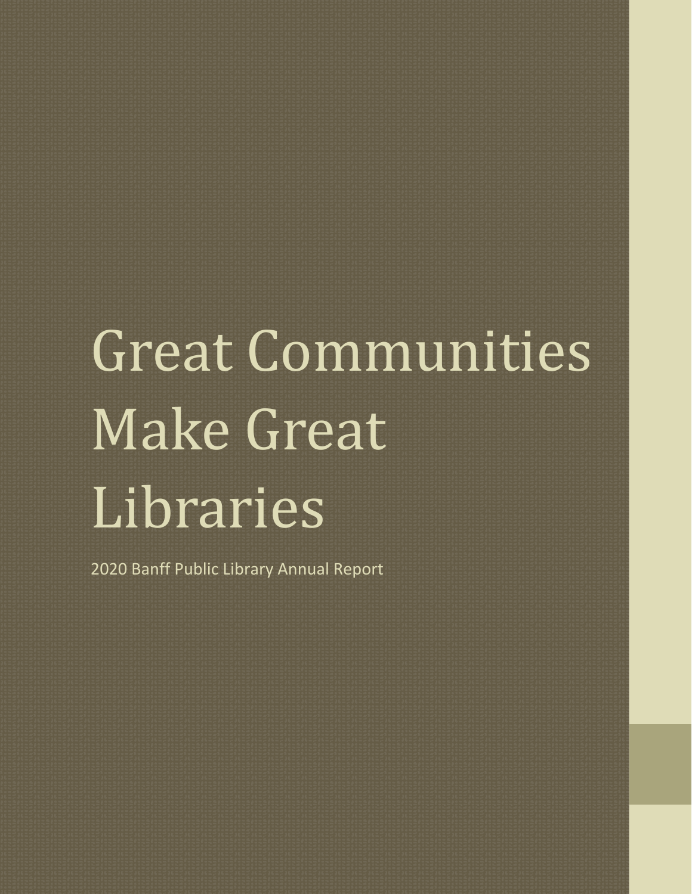# Great Communities Make Great Libraries

2020 Banff Public Library Annual Report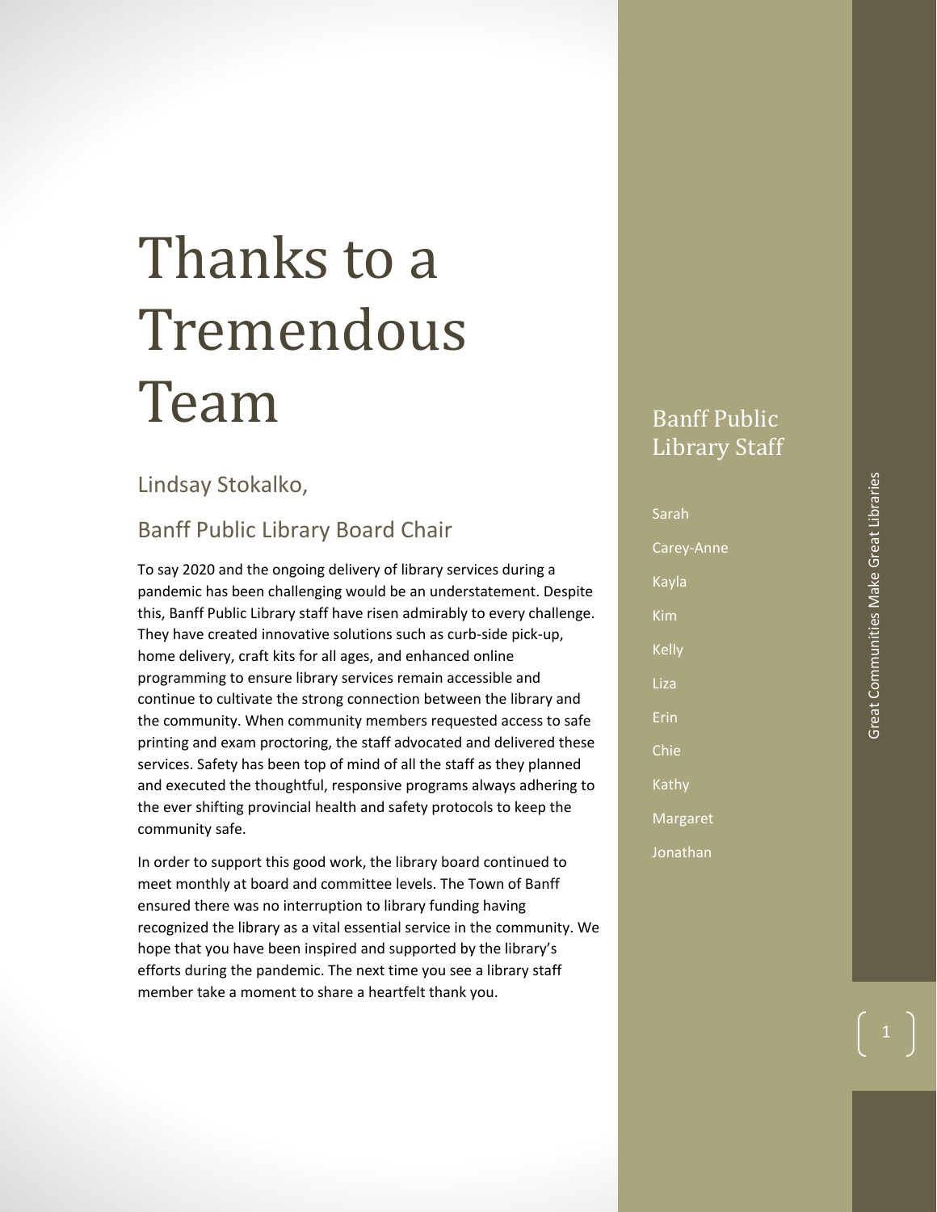# Thanks to a Tremendous Team

## Lindsay Stokalko,

## Banff Public Library Board Chair

To say 2020 and the ongoing delivery of library services during a pandemic has been challenging would be an understatement. Despite this, Banff Public Library staff have risen admirably to every challenge. They have created innovative solutions such as curb-side pick-up, home delivery, craft kits for all ages, and enhanced online programming to ensure library services remain accessible and continue to cultivate the strong connection between the library and the community. When community members requested access to safe printing and exam proctoring, the staff advocated and delivered these services. Safety has been top of mind of all the staff as they planned and executed the thoughtful, responsive programs always adhering to the ever shifting provincial health and safety protocols to keep the community safe.

In order to support this good work, the library board continued to meet monthly at board and committee levels. The Town of Banff ensured there was no interruption to library funding having recognized the library as a vital essential service in the community. We hope that you have been inspired and supported by the library's efforts during the pandemic. The next time you see a library staff member take a moment to share a heartfelt thank you.

## Banff Public Library Staff

Sarah

Carey-Anne

Kayla

Kim

Kelly

Liza

Erin

Chie

Kathy

Margaret

Jonathan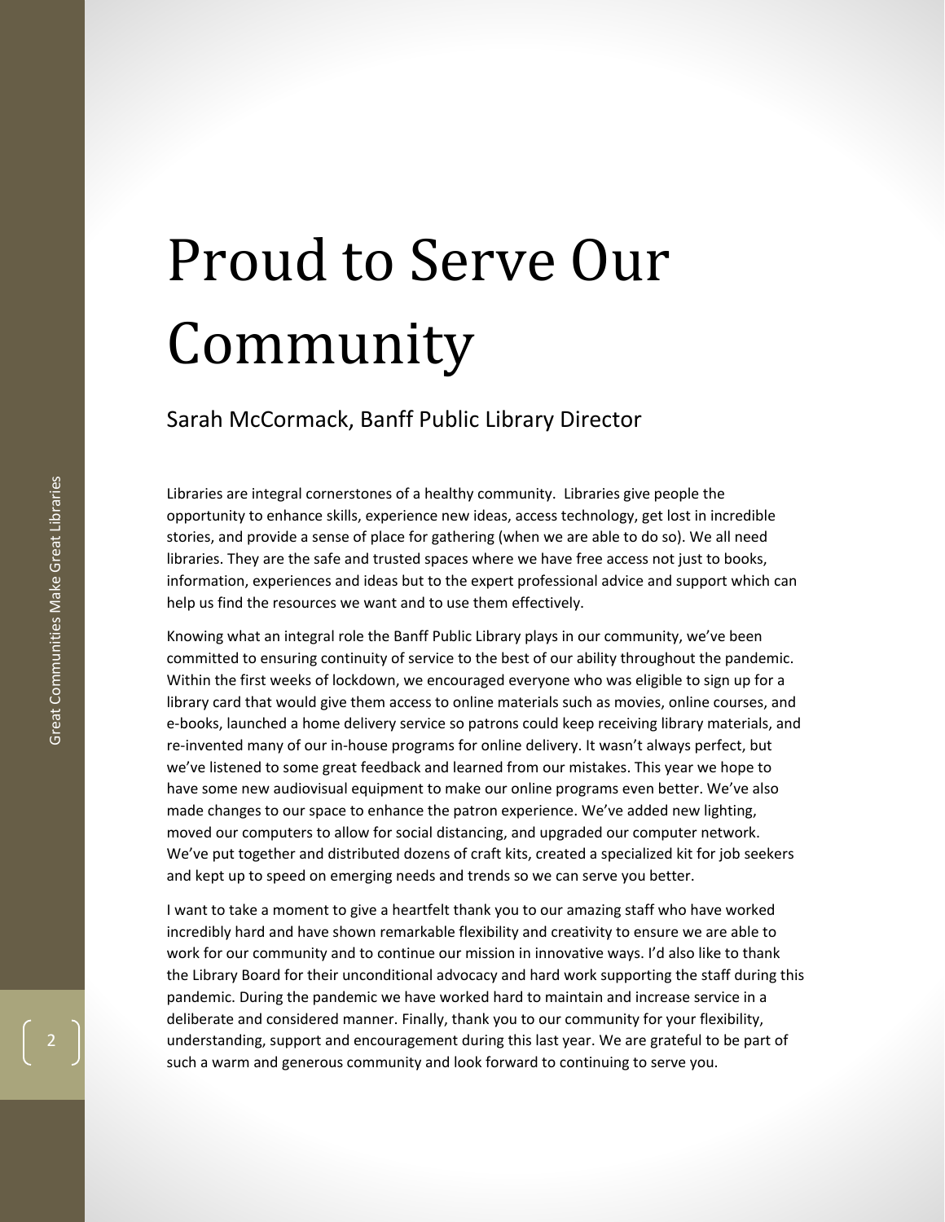# Proud to Serve Our Community

## Sarah McCormack, Banff Public Library Director

Libraries are integral cornerstones of a healthy community. Libraries give people the opportunity to enhance skills, experience new ideas, access technology, get lost in incredible stories, and provide a sense of place for gathering (when we are able to do so). We all need libraries. They are the safe and trusted spaces where we have free access not just to books, information, experiences and ideas but to the expert professional advice and support which can help us find the resources we want and to use them effectively.

Knowing what an integral role the Banff Public Library plays in our community, we've been committed to ensuring continuity of service to the best of our ability throughout the pandemic. Within the first weeks of lockdown, we encouraged everyone who was eligible to sign up for a library card that would give them access to online materials such as movies, online courses, and e-books, launched a home delivery service so patrons could keep receiving library materials, and re-invented many of our in-house programs for online delivery. It wasn't always perfect, but we've listened to some great feedback and learned from our mistakes. This year we hope to have some new audiovisual equipment to make our online programs even better. We've also made changes to our space to enhance the patron experience. We've added new lighting, moved our computers to allow for social distancing, and upgraded our computer network. We've put together and distributed dozens of craft kits, created a specialized kit for job seekers and kept up to speed on emerging needs and trends so we can serve you better.

I want to take a moment to give a heartfelt thank you to our amazing staff who have worked incredibly hard and have shown remarkable flexibility and creativity to ensure we are able to work for our community and to continue our mission in innovative ways. I'd also like to thank the Library Board for their unconditional advocacy and hard work supporting the staff during this pandemic. During the pandemic we have worked hard to maintain and increase service in a deliberate and considered manner. Finally, thank you to our community for your flexibility, understanding, support and encouragement during this last year. We are grateful to be part of such a warm and generous community and look forward to continuing to serve you.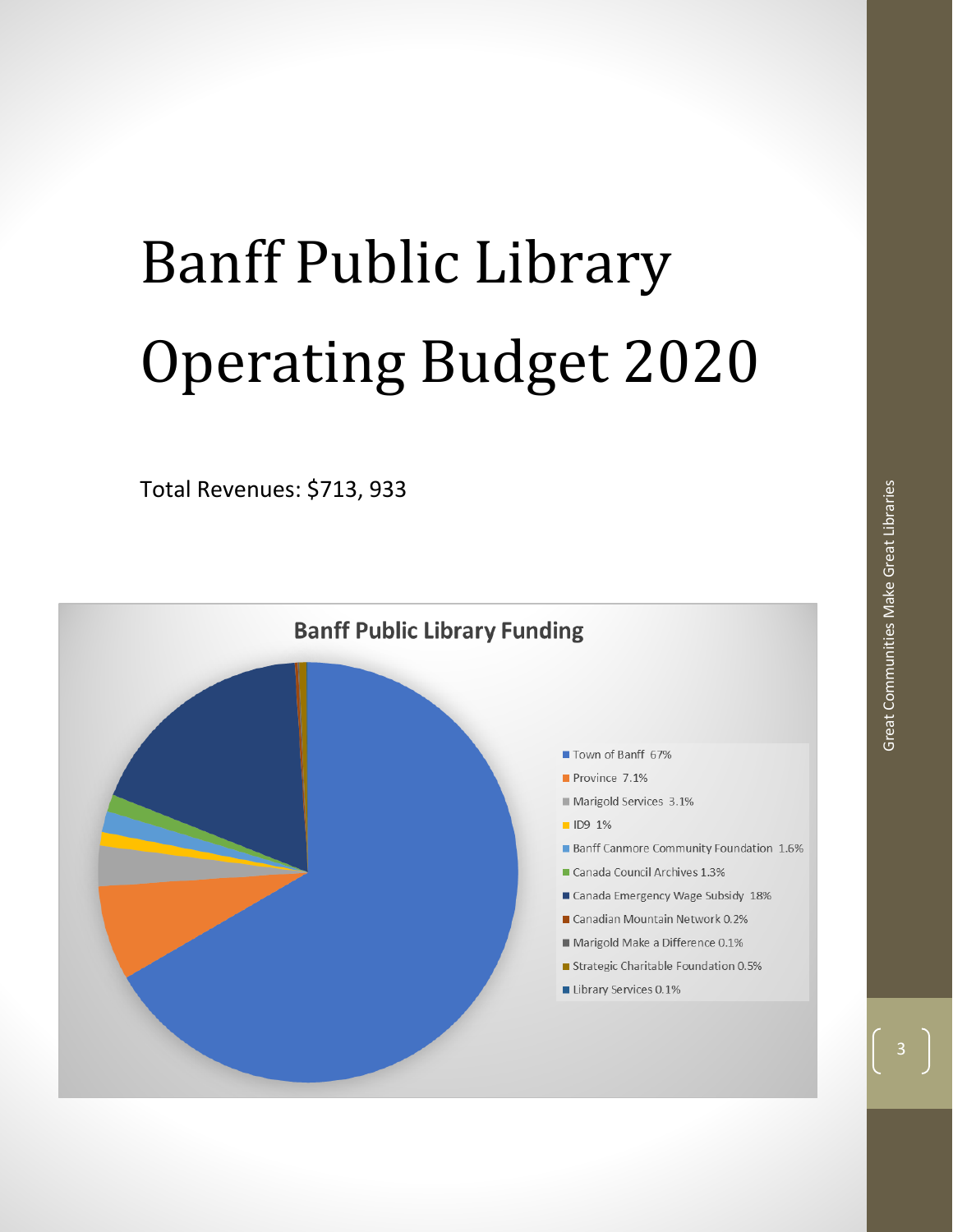# Banff Public Library Operating Budget 2020

Total Revenues: $713, 933

**Banff Public Library Funding**

- Town of Banff 67%
- Province 7.1%
- Marigold Services 3.1%
- ID9 1%
- Banff Canmore Community Foundation 1.6%
- Canada Council Archives 1.3%
- Canada Emergency Wage Subsidy 18%
- Canadian Mountain Network 0.2%
- Marigold Make a Difference 0.1%
- Strategic Charitable Foundation 0.5%
- Library Services 0.1%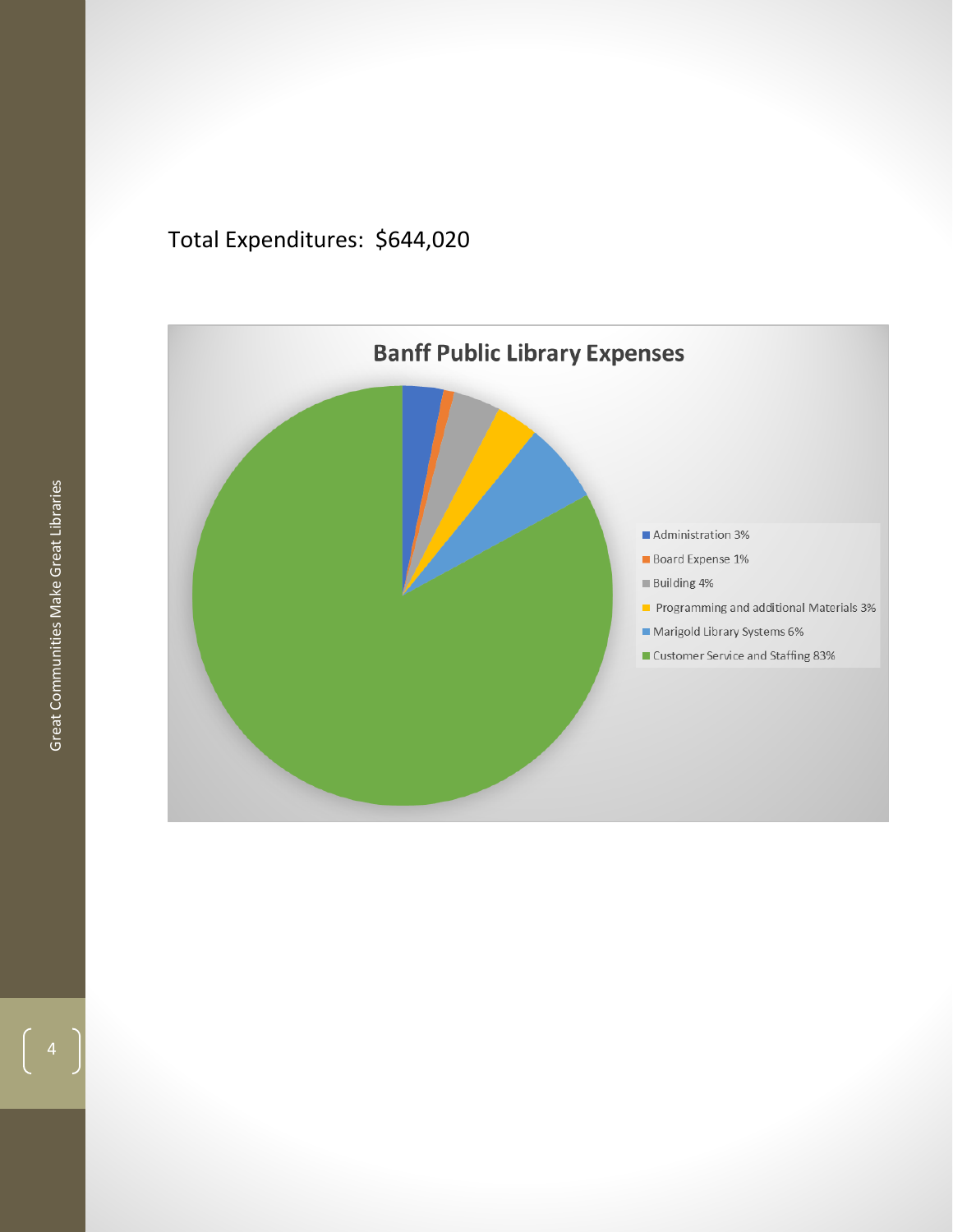Total Expenditures: $644,020

**Banff Public Library Expenses**

- Administration 3%
- Board Expense 1%
- Building 4%
- Programming and additional Materials 3%
- Marigold Library Systems 6%
- Customer Service and Staffing 83%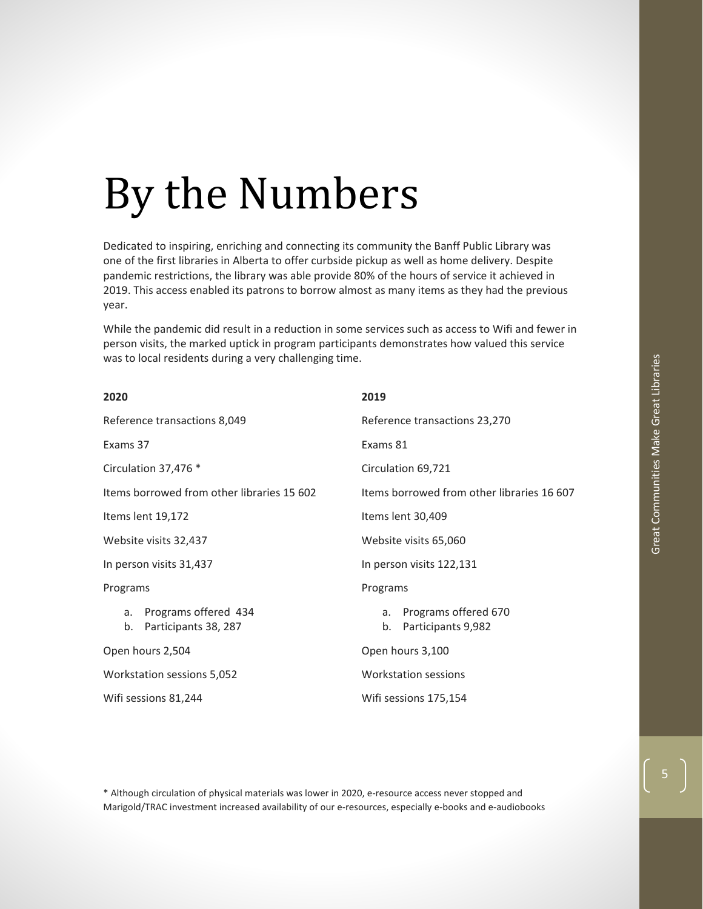# By the Numbers

Dedicated to inspiring, enriching and connecting its community the Banff Public Library was one of the first libraries in Alberta to offer curbside pickup as well as home delivery. Despite pandemic restrictions, the library was able provide 80% of the hours of service it achieved in 2019. This access enabled its patrons to borrow almost as many items as they had the previous year.

While the pandemic did result in a reduction in some services such as access to Wifi and fewer in person visits, the marked uptick in program participants demonstrates how valued this service was to local residents during a very challenging time.

**2020**

Reference transactions 8,049

Exams 37

Circulation 37,476 *

Items borrowed from other libraries 15 602

Items lent 19,172

Website visits 32,437

In person visits 31,437

Programs

a. Programs offered 434
b. Participants 38, 287

Open hours 2,504

Workstation sessions 5,052

Wifi sessions 81,244

**2019**

Reference transactions 23,270

Exams 81

Circulation 69,721

Items borrowed from other libraries 16 607

Items lent 30,409

Website visits 65,060

In person visits 122,131

Programs

a. Programs offered 670
b. Participants 9,982

Open hours 3,100

Workstation sessions

Wifi sessions 175,154

\* Although circulation of physical materials was lower in 2020, e-resource access never stopped and Marigold/TRAC investment increased availability of our e-resources, especially e-books and e-audiobooks